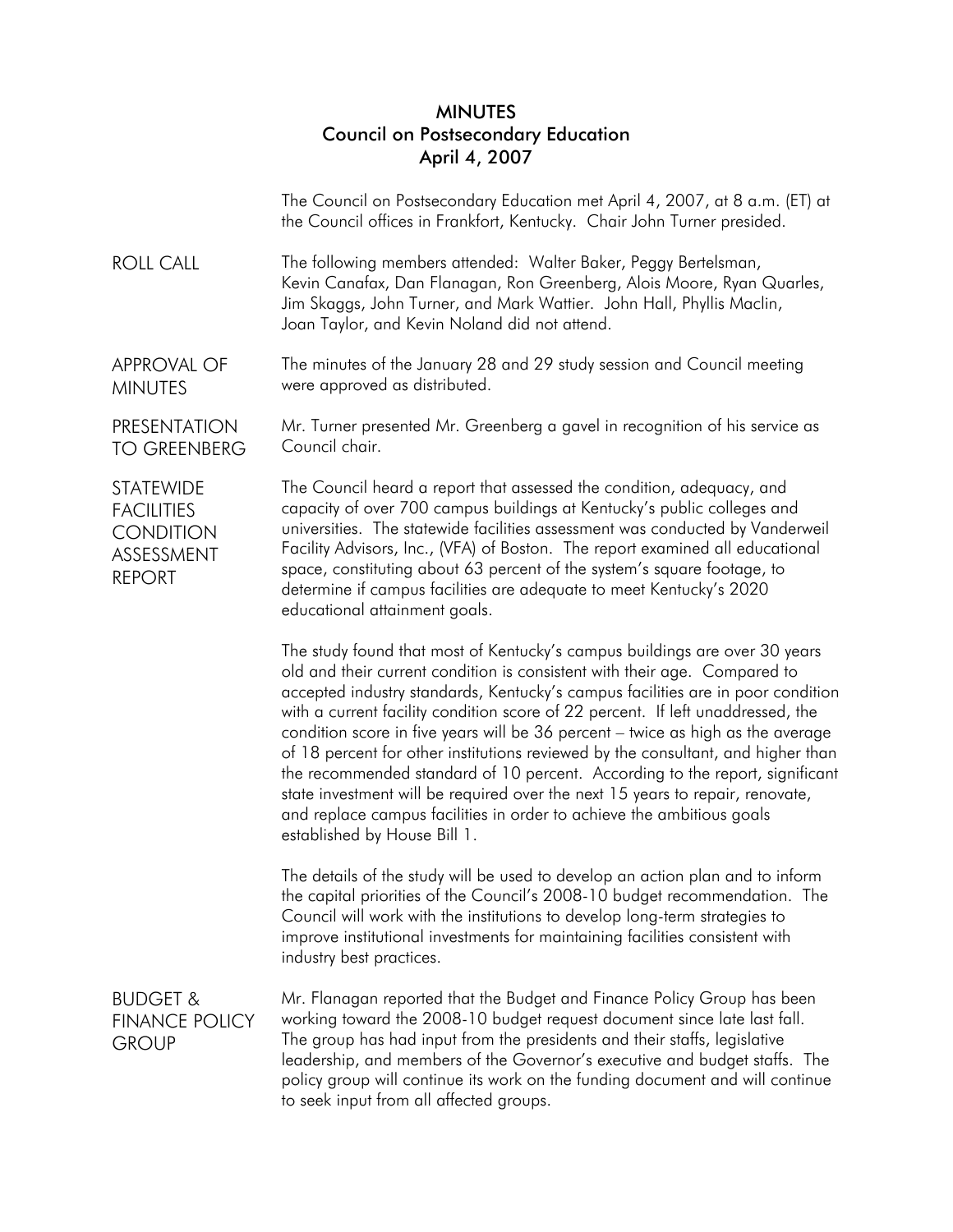# MINUTES
## Council on Postsecondary Education
### April 4, 2007

The Council on Postsecondary Education met April 4, 2007, at 8 a.m. (ET) at the Council offices in Frankfort, Kentucky. Chair John Turner presided.

**ROLL CALL**

The following members attended: Walter Baker, Peggy Bertelsman, Kevin Canafax, Dan Flanagan, Ron Greenberg, Alois Moore, Ryan Quarles, Jim Skaggs, John Turner, and Mark Wattier. John Hall, Phyllis Maclin, Joan Taylor, and Kevin Noland did not attend.

**APPROVAL OF MINUTES**

The minutes of the January 28 and 29 study session and Council meeting were approved as distributed.

**PRESENTATION TO GREENBERG**

Mr. Turner presented Mr. Greenberg a gavel in recognition of his service as Council chair.

**STATEWIDE FACILITIES CONDITION ASSESSMENT REPORT**

The Council heard a report that assessed the condition, adequacy, and capacity of over 700 campus buildings at Kentucky's public colleges and universities. The statewide facilities assessment was conducted by Vanderweil Facility Advisors, Inc., (VFA) of Boston. The report examined all educational space, constituting about 63 percent of the system's square footage, to determine if campus facilities are adequate to meet Kentucky's 2020 educational attainment goals.

The study found that most of Kentucky's campus buildings are over 30 years old and their current condition is consistent with their age. Compared to accepted industry standards, Kentucky's campus facilities are in poor condition with a current facility condition score of 22 percent. If left unaddressed, the condition score in five years will be 36 percent – twice as high as the average of 18 percent for other institutions reviewed by the consultant, and higher than the recommended standard of 10 percent. According to the report, significant state investment will be required over the next 15 years to repair, renovate, and replace campus facilities in order to achieve the ambitious goals established by House Bill 1.

The details of the study will be used to develop an action plan and to inform the capital priorities of the Council's 2008-10 budget recommendation. The Council will work with the institutions to develop long-term strategies to improve institutional investments for maintaining facilities consistent with industry best practices.

**BUDGET & FINANCE POLICY GROUP**

Mr. Flanagan reported that the Budget and Finance Policy Group has been working toward the 2008-10 budget request document since late last fall. The group has had input from the presidents and their staffs, legislative leadership, and members of the Governor's executive and budget staffs. The policy group will continue its work on the funding document and will continue to seek input from all affected groups.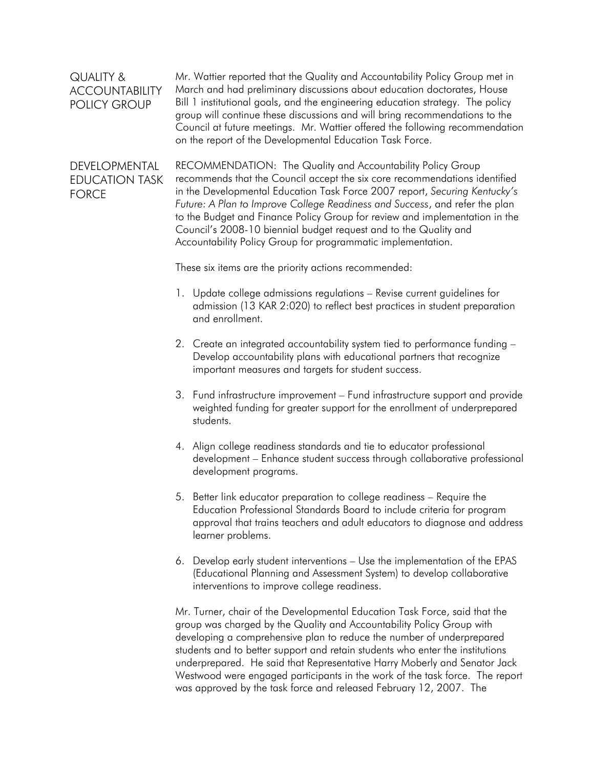## QUALITY & ACCOUNTABILITY POLICY GROUP

Mr. Wattier reported that the Quality and Accountability Policy Group met in March and had preliminary discussions about education doctorates, House Bill 1 institutional goals, and the engineering education strategy. The policy group will continue these discussions and will bring recommendations to the Council at future meetings. Mr. Wattier offered the following recommendation on the report of the Developmental Education Task Force.

## DEVELOPMENTAL EDUCATION TASK FORCE

RECOMMENDATION: The Quality and Accountability Policy Group recommends that the Council accept the six core recommendations identified in the Developmental Education Task Force 2007 report, *Securing Kentucky's Future: A Plan to Improve College Readiness and Success*, and refer the plan to the Budget and Finance Policy Group for review and implementation in the Council's 2008-10 biennial budget request and to the Quality and Accountability Policy Group for programmatic implementation.

These six items are the priority actions recommended:

1. Update college admissions regulations – Revise current guidelines for admission (13 KAR 2:020) to reflect best practices in student preparation and enrollment.

2. Create an integrated accountability system tied to performance funding – Develop accountability plans with educational partners that recognize important measures and targets for student success.

3. Fund infrastructure improvement – Fund infrastructure support and provide weighted funding for greater support for the enrollment of underprepared students.

4. Align college readiness standards and tie to educator professional development – Enhance student success through collaborative professional development programs.

5. Better link educator preparation to college readiness – Require the Education Professional Standards Board to include criteria for program approval that trains teachers and adult educators to diagnose and address learner problems.

6. Develop early student interventions – Use the implementation of the EPAS (Educational Planning and Assessment System) to develop collaborative interventions to improve college readiness.

Mr. Turner, chair of the Developmental Education Task Force, said that the group was charged by the Quality and Accountability Policy Group with developing a comprehensive plan to reduce the number of underprepared students and to better support and retain students who enter the institutions underprepared. He said that Representative Harry Moberly and Senator Jack Westwood were engaged participants in the work of the task force. The report was approved by the task force and released February 12, 2007. The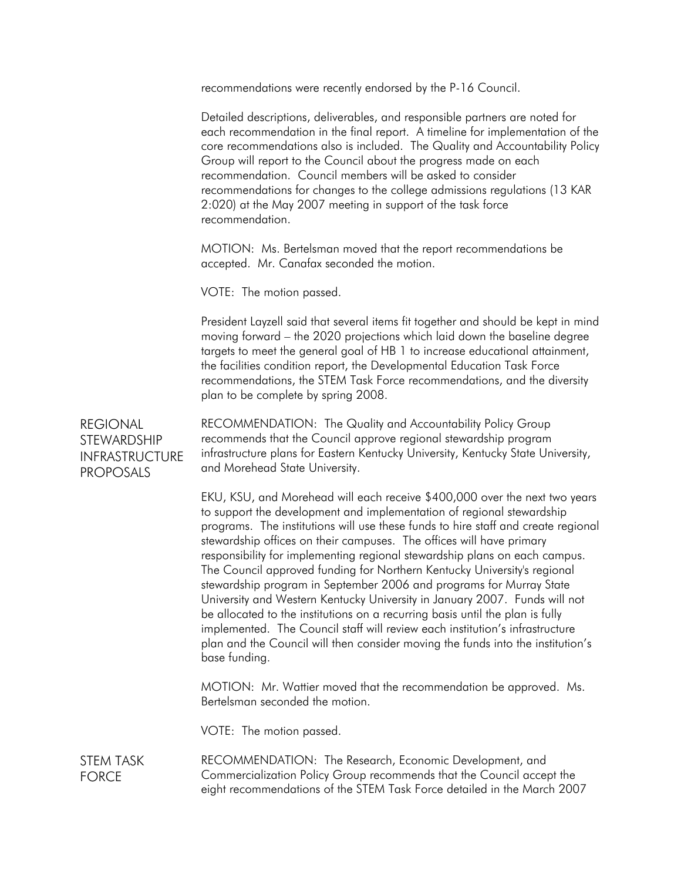recommendations were recently endorsed by the P-16 Council.

Detailed descriptions, deliverables, and responsible partners are noted for each recommendation in the final report. A timeline for implementation of the core recommendations also is included. The Quality and Accountability Policy Group will report to the Council about the progress made on each recommendation. Council members will be asked to consider recommendations for changes to the college admissions regulations (13 KAR 2:020) at the May 2007 meeting in support of the task force recommendation.

MOTION: Ms. Bertelsman moved that the report recommendations be accepted. Mr. Canafax seconded the motion.

VOTE: The motion passed.

President Layzell said that several items fit together and should be kept in mind moving forward – the 2020 projections which laid down the baseline degree targets to meet the general goal of HB 1 to increase educational attainment, the facilities condition report, the Developmental Education Task Force recommendations, the STEM Task Force recommendations, and the diversity plan to be complete by spring 2008.

## REGIONAL STEWARDSHIP INFRASTRUCTURE PROPOSALS

RECOMMENDATION: The Quality and Accountability Policy Group recommends that the Council approve regional stewardship program infrastructure plans for Eastern Kentucky University, Kentucky State University, and Morehead State University.

EKU, KSU, and Morehead will each receive $400,000 over the next two years to support the development and implementation of regional stewardship programs. The institutions will use these funds to hire staff and create regional stewardship offices on their campuses. The offices will have primary responsibility for implementing regional stewardship plans on each campus. The Council approved funding for Northern Kentucky University's regional stewardship program in September 2006 and programs for Murray State University and Western Kentucky University in January 2007. Funds will not be allocated to the institutions on a recurring basis until the plan is fully implemented. The Council staff will review each institution's infrastructure plan and the Council will then consider moving the funds into the institution's base funding.

MOTION: Mr. Wattier moved that the recommendation be approved. Ms. Bertelsman seconded the motion.

VOTE: The motion passed.

## STEM TASK FORCE

RECOMMENDATION: The Research, Economic Development, and Commercialization Policy Group recommends that the Council accept the eight recommendations of the STEM Task Force detailed in the March 2007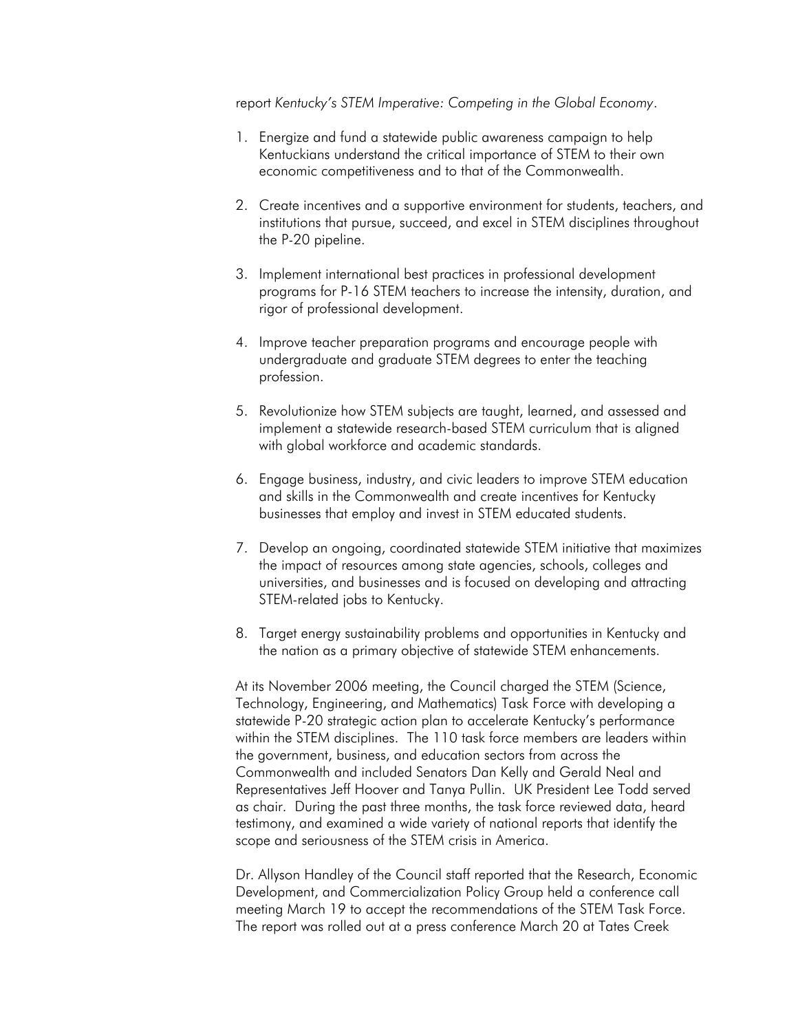report *Kentucky's STEM Imperative: Competing in the Global Economy*.

1. Energize and fund a statewide public awareness campaign to help Kentuckians understand the critical importance of STEM to their own economic competitiveness and to that of the Commonwealth.

2. Create incentives and a supportive environment for students, teachers, and institutions that pursue, succeed, and excel in STEM disciplines throughout the P-20 pipeline.

3. Implement international best practices in professional development programs for P-16 STEM teachers to increase the intensity, duration, and rigor of professional development.

4. Improve teacher preparation programs and encourage people with undergraduate and graduate STEM degrees to enter the teaching profession.

5. Revolutionize how STEM subjects are taught, learned, and assessed and implement a statewide research-based STEM curriculum that is aligned with global workforce and academic standards.

6. Engage business, industry, and civic leaders to improve STEM education and skills in the Commonwealth and create incentives for Kentucky businesses that employ and invest in STEM educated students.

7. Develop an ongoing, coordinated statewide STEM initiative that maximizes the impact of resources among state agencies, schools, colleges and universities, and businesses and is focused on developing and attracting STEM-related jobs to Kentucky.

8. Target energy sustainability problems and opportunities in Kentucky and the nation as a primary objective of statewide STEM enhancements.

At its November 2006 meeting, the Council charged the STEM (Science, Technology, Engineering, and Mathematics) Task Force with developing a statewide P-20 strategic action plan to accelerate Kentucky's performance within the STEM disciplines. The 110 task force members are leaders within the government, business, and education sectors from across the Commonwealth and included Senators Dan Kelly and Gerald Neal and Representatives Jeff Hoover and Tanya Pullin. UK President Lee Todd served as chair. During the past three months, the task force reviewed data, heard testimony, and examined a wide variety of national reports that identify the scope and seriousness of the STEM crisis in America.

Dr. Allyson Handley of the Council staff reported that the Research, Economic Development, and Commercialization Policy Group held a conference call meeting March 19 to accept the recommendations of the STEM Task Force. The report was rolled out at a press conference March 20 at Tates Creek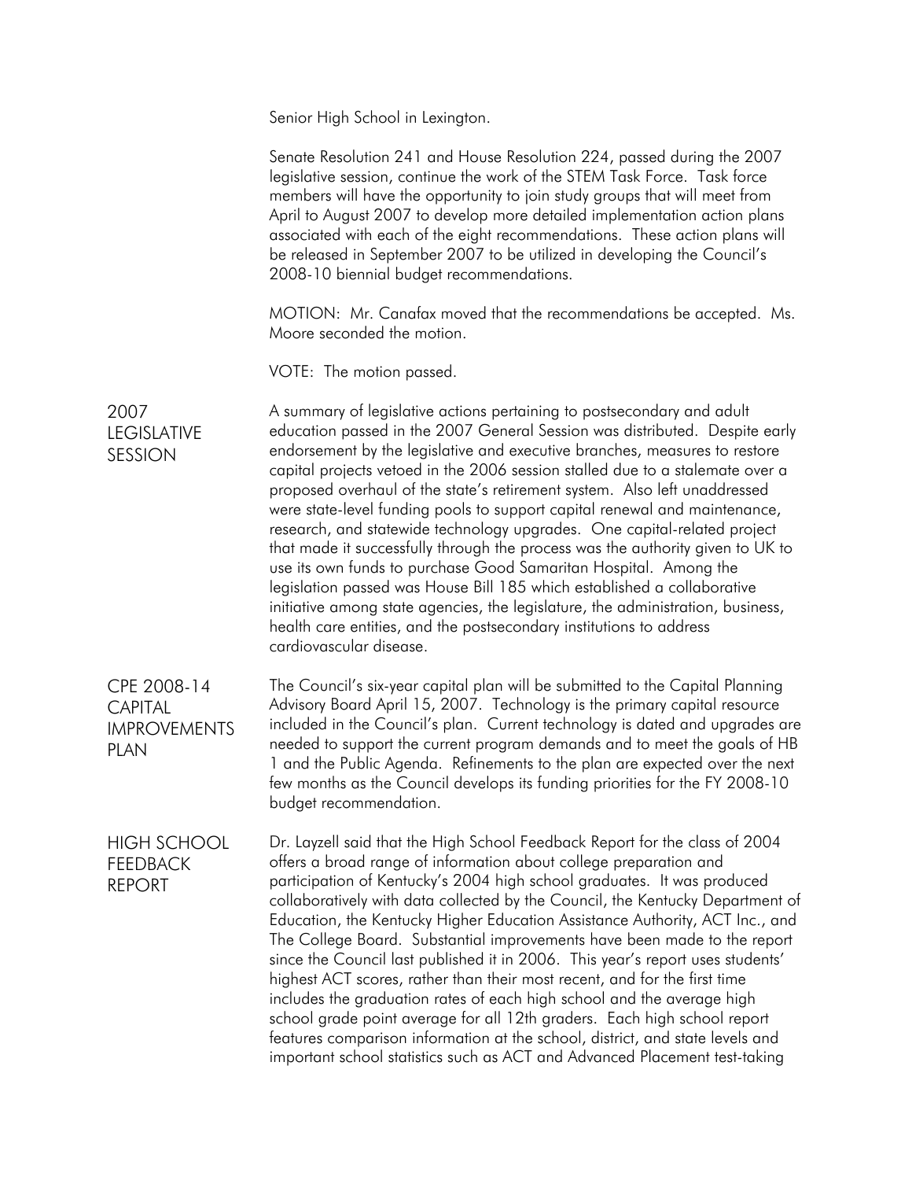Senior High School in Lexington.

Senate Resolution 241 and House Resolution 224, passed during the 2007 legislative session, continue the work of the STEM Task Force. Task force members will have the opportunity to join study groups that will meet from April to August 2007 to develop more detailed implementation action plans associated with each of the eight recommendations. These action plans will be released in September 2007 to be utilized in developing the Council's 2008-10 biennial budget recommendations.

MOTION: Mr. Canafax moved that the recommendations be accepted. Ms. Moore seconded the motion.

VOTE: The motion passed.

## 2007 LEGISLATIVE SESSION

A summary of legislative actions pertaining to postsecondary and adult education passed in the 2007 General Session was distributed. Despite early endorsement by the legislative and executive branches, measures to restore capital projects vetoed in the 2006 session stalled due to a stalemate over a proposed overhaul of the state's retirement system. Also left unaddressed were state-level funding pools to support capital renewal and maintenance, research, and statewide technology upgrades. One capital-related project that made it successfully through the process was the authority given to UK to use its own funds to purchase Good Samaritan Hospital. Among the legislation passed was House Bill 185 which established a collaborative initiative among state agencies, the legislature, the administration, business, health care entities, and the postsecondary institutions to address cardiovascular disease.

## CPE 2008-14 CAPITAL IMPROVEMENTS PLAN

The Council's six-year capital plan will be submitted to the Capital Planning Advisory Board April 15, 2007. Technology is the primary capital resource included in the Council's plan. Current technology is dated and upgrades are needed to support the current program demands and to meet the goals of HB 1 and the Public Agenda. Refinements to the plan are expected over the next few months as the Council develops its funding priorities for the FY 2008-10 budget recommendation.

## HIGH SCHOOL FEEDBACK REPORT

Dr. Layzell said that the High School Feedback Report for the class of 2004 offers a broad range of information about college preparation and participation of Kentucky's 2004 high school graduates. It was produced collaboratively with data collected by the Council, the Kentucky Department of Education, the Kentucky Higher Education Assistance Authority, ACT Inc., and The College Board. Substantial improvements have been made to the report since the Council last published it in 2006. This year's report uses students' highest ACT scores, rather than their most recent, and for the first time includes the graduation rates of each high school and the average high school grade point average for all 12th graders. Each high school report features comparison information at the school, district, and state levels and important school statistics such as ACT and Advanced Placement test-taking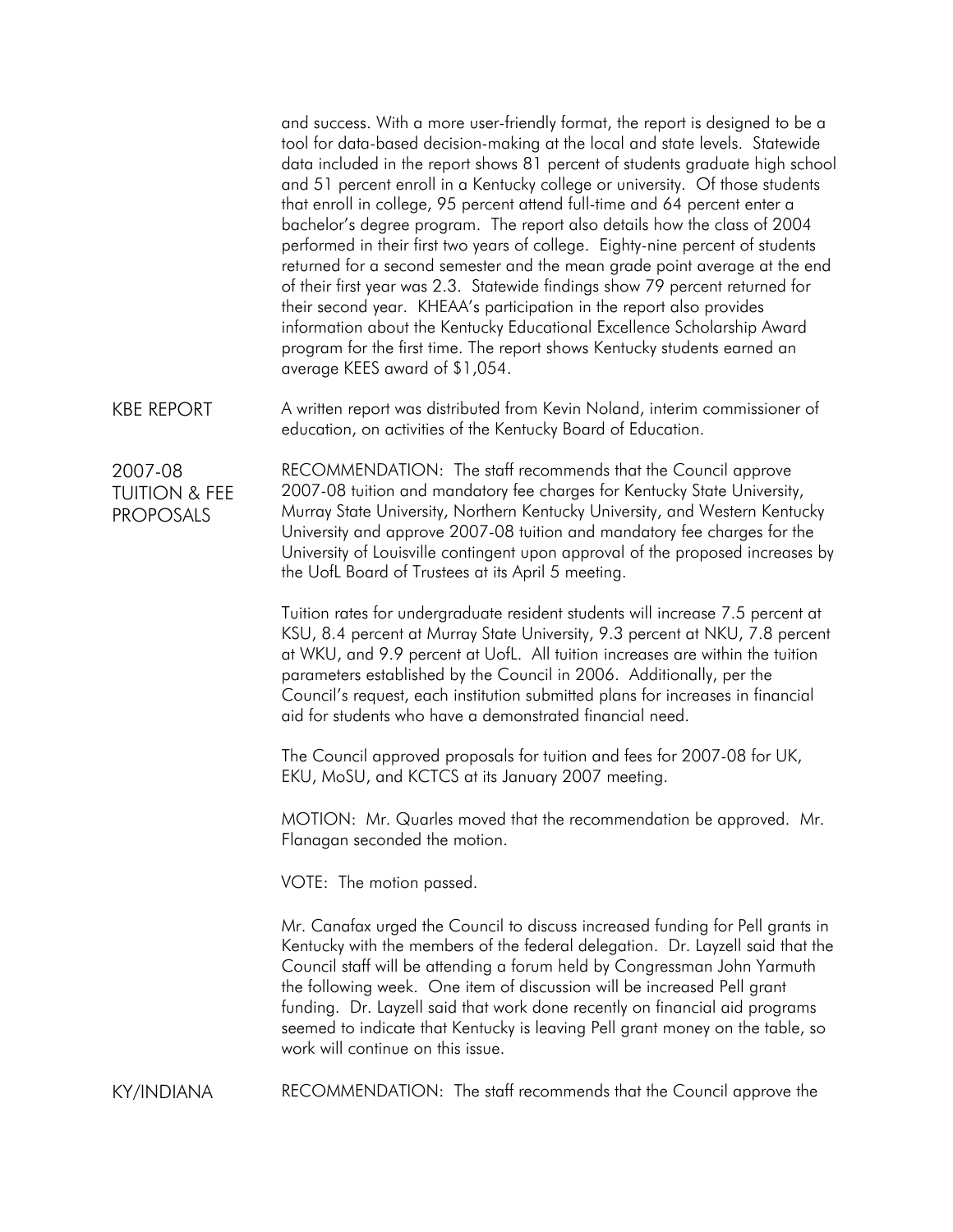and success. With a more user-friendly format, the report is designed to be a tool for data-based decision-making at the local and state levels. Statewide data included in the report shows 81 percent of students graduate high school and 51 percent enroll in a Kentucky college or university. Of those students that enroll in college, 95 percent attend full-time and 64 percent enter a bachelor's degree program. The report also details how the class of 2004 performed in their first two years of college. Eighty-nine percent of students returned for a second semester and the mean grade point average at the end of their first year was 2.3. Statewide findings show 79 percent returned for their second year. KHEAA's participation in the report also provides information about the Kentucky Educational Excellence Scholarship Award program for the first time. The report shows Kentucky students earned an average KEES award of $1,054.

KBE REPORT

A written report was distributed from Kevin Noland, interim commissioner of education, on activities of the Kentucky Board of Education.

2007-08 TUITION & FEE PROPOSALS

RECOMMENDATION: The staff recommends that the Council approve 2007-08 tuition and mandatory fee charges for Kentucky State University, Murray State University, Northern Kentucky University, and Western Kentucky University and approve 2007-08 tuition and mandatory fee charges for the University of Louisville contingent upon approval of the proposed increases by the UofL Board of Trustees at its April 5 meeting.

Tuition rates for undergraduate resident students will increase 7.5 percent at KSU, 8.4 percent at Murray State University, 9.3 percent at NKU, 7.8 percent at WKU, and 9.9 percent at UofL. All tuition increases are within the tuition parameters established by the Council in 2006. Additionally, per the Council's request, each institution submitted plans for increases in financial aid for students who have a demonstrated financial need.

The Council approved proposals for tuition and fees for 2007-08 for UK, EKU, MoSU, and KCTCS at its January 2007 meeting.

MOTION: Mr. Quarles moved that the recommendation be approved. Mr. Flanagan seconded the motion.

VOTE: The motion passed.

Mr. Canafax urged the Council to discuss increased funding for Pell grants in Kentucky with the members of the federal delegation. Dr. Layzell said that the Council staff will be attending a forum held by Congressman John Yarmuth the following week. One item of discussion will be increased Pell grant funding. Dr. Layzell said that work done recently on financial aid programs seemed to indicate that Kentucky is leaving Pell grant money on the table, so work will continue on this issue.

KY/INDIANA

RECOMMENDATION: The staff recommends that the Council approve the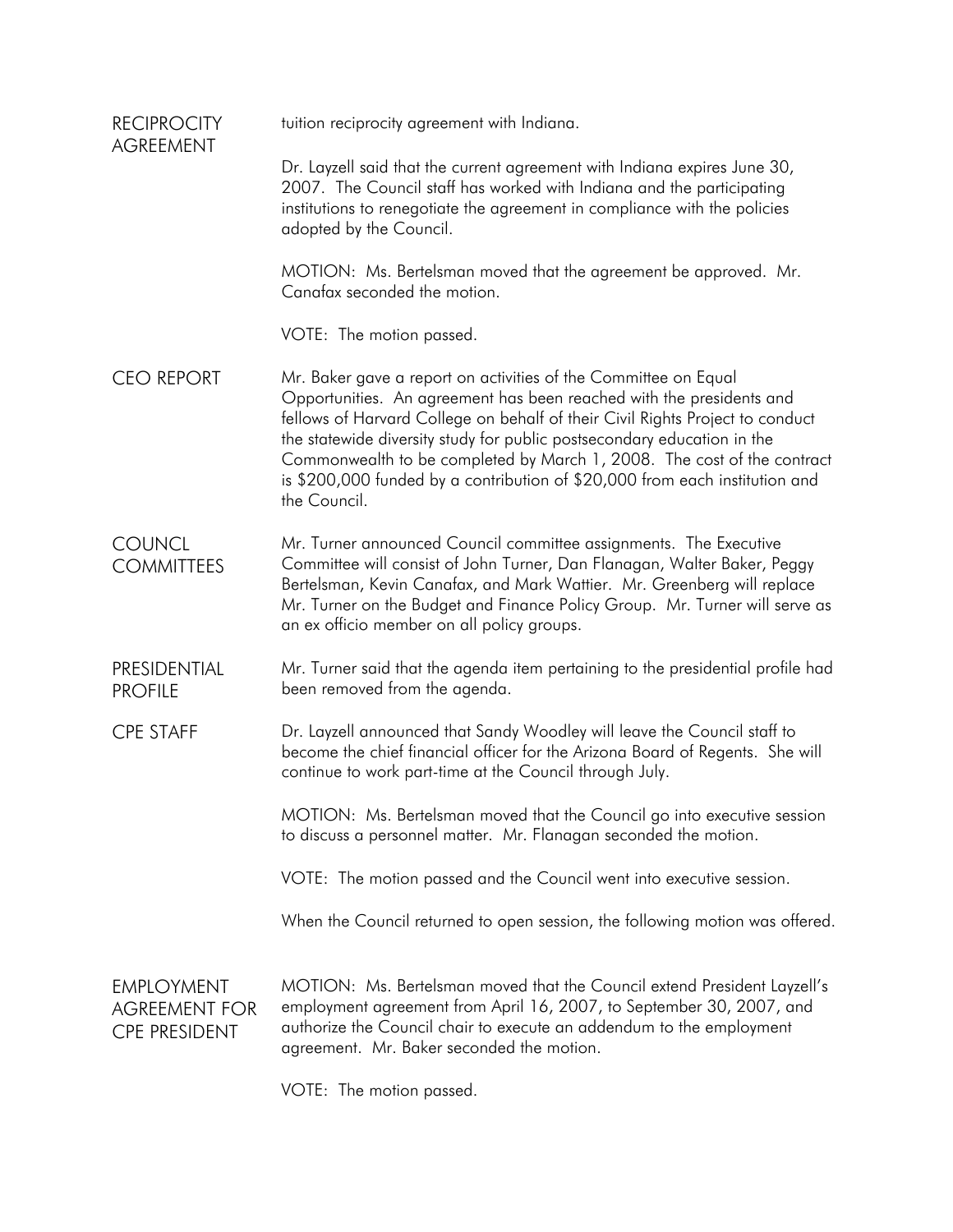**RECIPROCITY AGREEMENT**

tuition reciprocity agreement with Indiana.

Dr. Layzell said that the current agreement with Indiana expires June 30, 2007. The Council staff has worked with Indiana and the participating institutions to renegotiate the agreement in compliance with the policies adopted by the Council.

MOTION: Ms. Bertelsman moved that the agreement be approved. Mr. Canafax seconded the motion.

VOTE: The motion passed.

**CEO REPORT**

Mr. Baker gave a report on activities of the Committee on Equal Opportunities. An agreement has been reached with the presidents and fellows of Harvard College on behalf of their Civil Rights Project to conduct the statewide diversity study for public postsecondary education in the Commonwealth to be completed by March 1, 2008. The cost of the contract is $200,000 funded by a contribution of $20,000 from each institution and the Council.

**COUNCL COMMITTEES**

Mr. Turner announced Council committee assignments. The Executive Committee will consist of John Turner, Dan Flanagan, Walter Baker, Peggy Bertelsman, Kevin Canafax, and Mark Wattier. Mr. Greenberg will replace Mr. Turner on the Budget and Finance Policy Group. Mr. Turner will serve as an ex officio member on all policy groups.

**PRESIDENTIAL PROFILE**

Mr. Turner said that the agenda item pertaining to the presidential profile had been removed from the agenda.

**CPE STAFF**

Dr. Layzell announced that Sandy Woodley will leave the Council staff to become the chief financial officer for the Arizona Board of Regents. She will continue to work part-time at the Council through July.

MOTION: Ms. Bertelsman moved that the Council go into executive session to discuss a personnel matter. Mr. Flanagan seconded the motion.

VOTE: The motion passed and the Council went into executive session.

When the Council returned to open session, the following motion was offered.

**EMPLOYMENT AGREEMENT FOR CPE PRESIDENT**

MOTION: Ms. Bertelsman moved that the Council extend President Layzell's employment agreement from April 16, 2007, to September 30, 2007, and authorize the Council chair to execute an addendum to the employment agreement. Mr. Baker seconded the motion.

VOTE: The motion passed.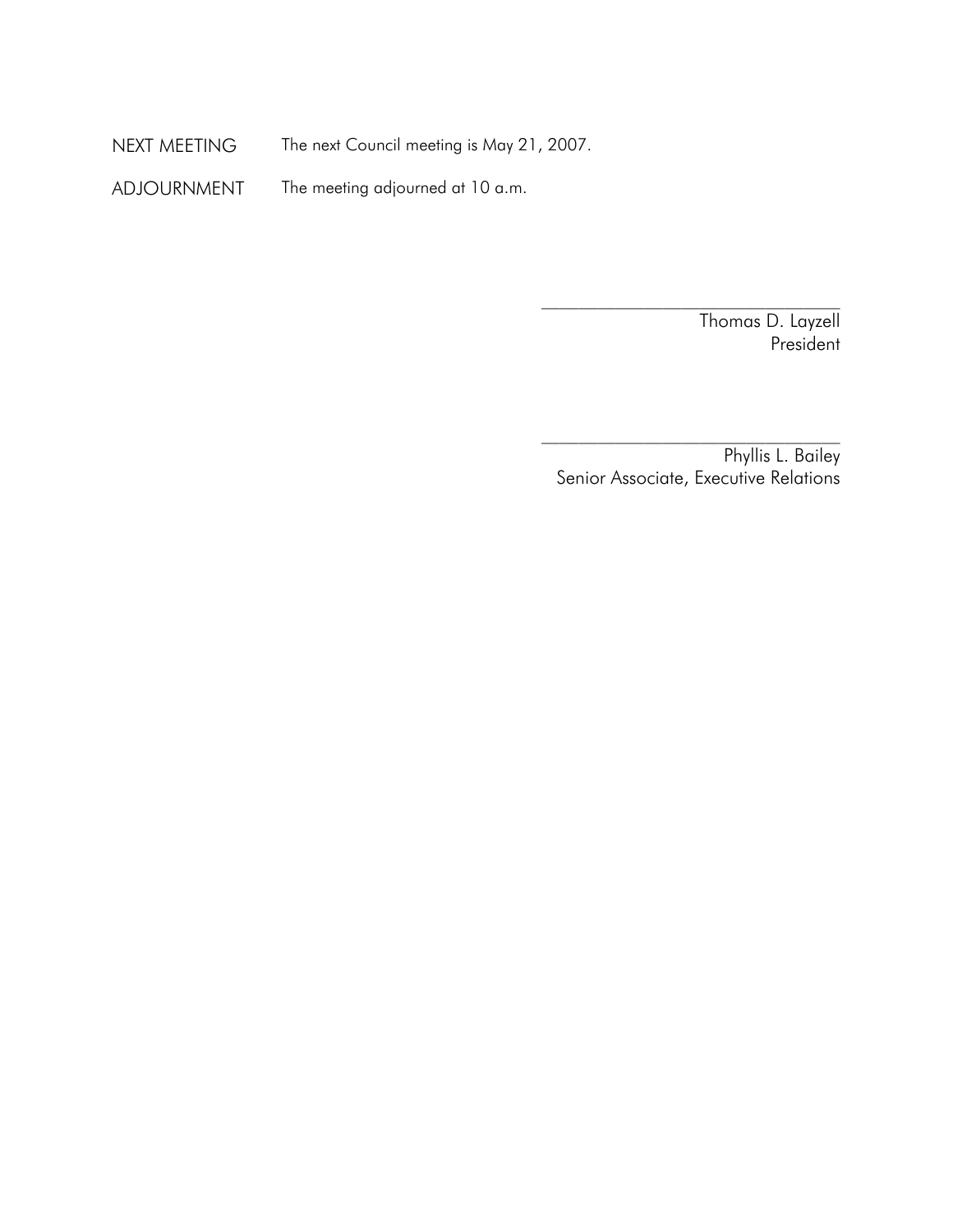NEXT MEETING The next Council meeting is May 21, 2007.

ADJOURNMENT The meeting adjourned at 10 a.m.

\_\_\_\_\_\_\_\_\_\_\_\_\_\_\_\_\_\_\_\_\_\_\_\_\_\_\_\_\_\_\_\_

Thomas D. Layzell
President

\_\_\_\_\_\_\_\_\_\_\_\_\_\_\_\_\_\_\_\_\_\_\_\_\_\_\_\_\_\_\_\_

Phyllis L. Bailey
Senior Associate, Executive Relations